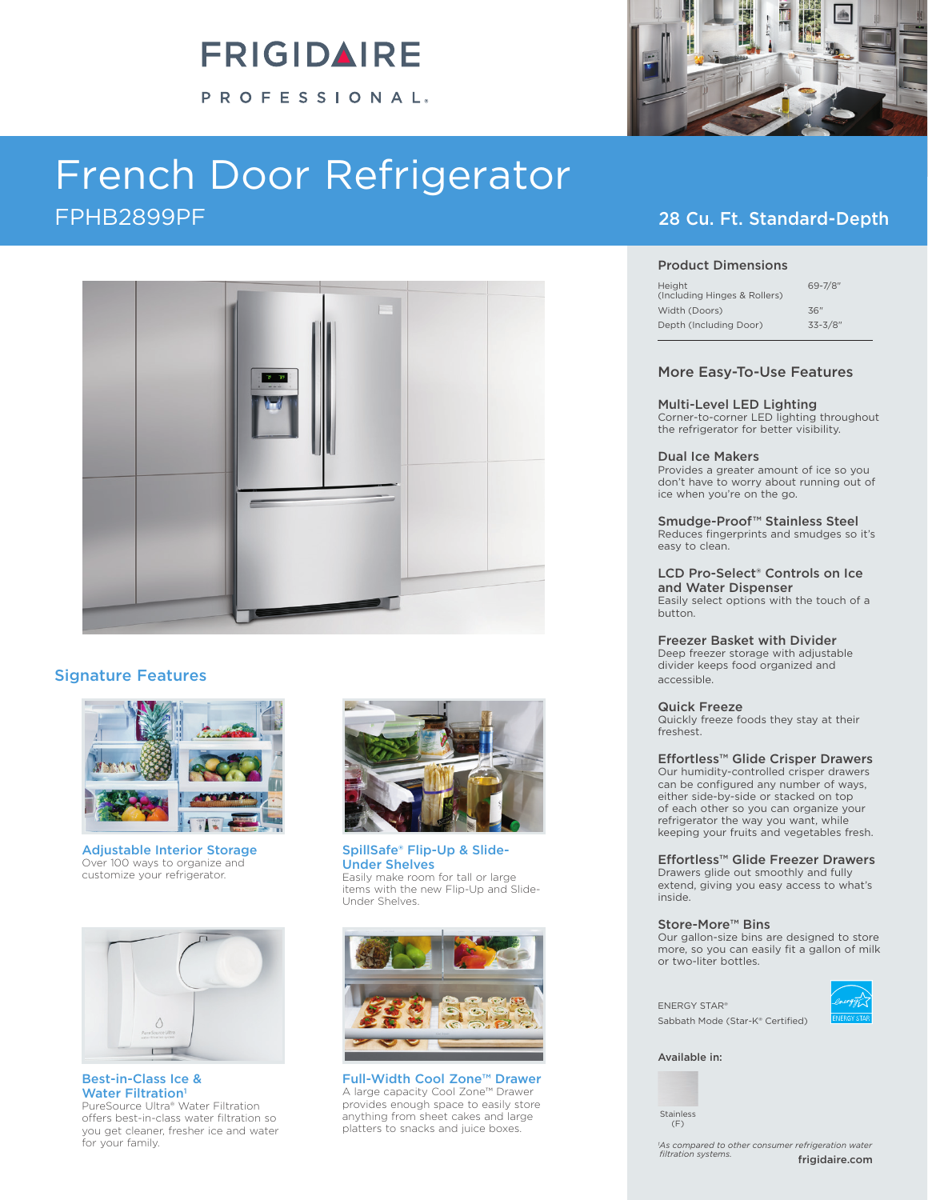# FRIGIDAIRE PROFESSIONAL

# French Door Refrigerator

## FPHB2899PF

## 28 Cu. Ft. Standard-Depth

### Signature Features

**Adjustable Interior Storage**
Over 100 ways to organize and customize your refrigerator.

**SpillSafe® Flip-Up & Slide-Under Shelves**
Easily make room for tall or large items with the new Flip-Up and Slide-Under Shelves.

**Best-in-Class Ice & Water Filtration[1]**
PureSource Ultra® Water Filtration offers best-in-class water filtration so you get cleaner, fresher ice and water for your family.

**Full-Width Cool Zone™ Drawer**
A large capacity Cool Zone™ Drawer provides enough space to easily store anything from sheet cakes and large platters to snacks and juice boxes.

### Product Dimensions

| | |
|---|---|
| Height (Including Hinges & Rollers) | 69-7/8" |
| Width (Doors) | 36" |
| Depth (Including Door) | 33-3/8" |

### More Easy-To-Use Features

**Multi-Level LED Lighting**
Corner-to-corner LED lighting throughout the refrigerator for better visibility.

**Dual Ice Makers**
Provides a greater amount of ice so you don't have to worry about running out of ice when you're on the go.

**Smudge-Proof™ Stainless Steel**
Reduces fingerprints and smudges so it's easy to clean.

**LCD Pro-Select® Controls on Ice and Water Dispenser**
Easily select options with the touch of a button.

**Freezer Basket with Divider**
Deep freezer storage with adjustable divider keeps food organized and accessible.

**Quick Freeze**
Quickly freeze foods they stay at their freshest.

**Effortless™ Glide Crisper Drawers**
Our humidity-controlled crisper drawers can be configured any number of ways, either side-by-side or stacked on top of each other so you can organize your refrigerator the way you want, while keeping your fruits and vegetables fresh.

**Effortless™ Glide Freezer Drawers**
Drawers glide out smoothly and fully extend, giving you easy access to what's inside.

**Store-More™ Bins**
Our gallon-size bins are designed to store more, so you can easily fit a gallon of milk or two-liter bottles.

ENERGY STAR®
Sabbath Mode (Star-K® Certified)

**Available in:**

Stainless (F)

*[1]As compared to other consumer refrigeration water filtration systems.*

frigidaire.com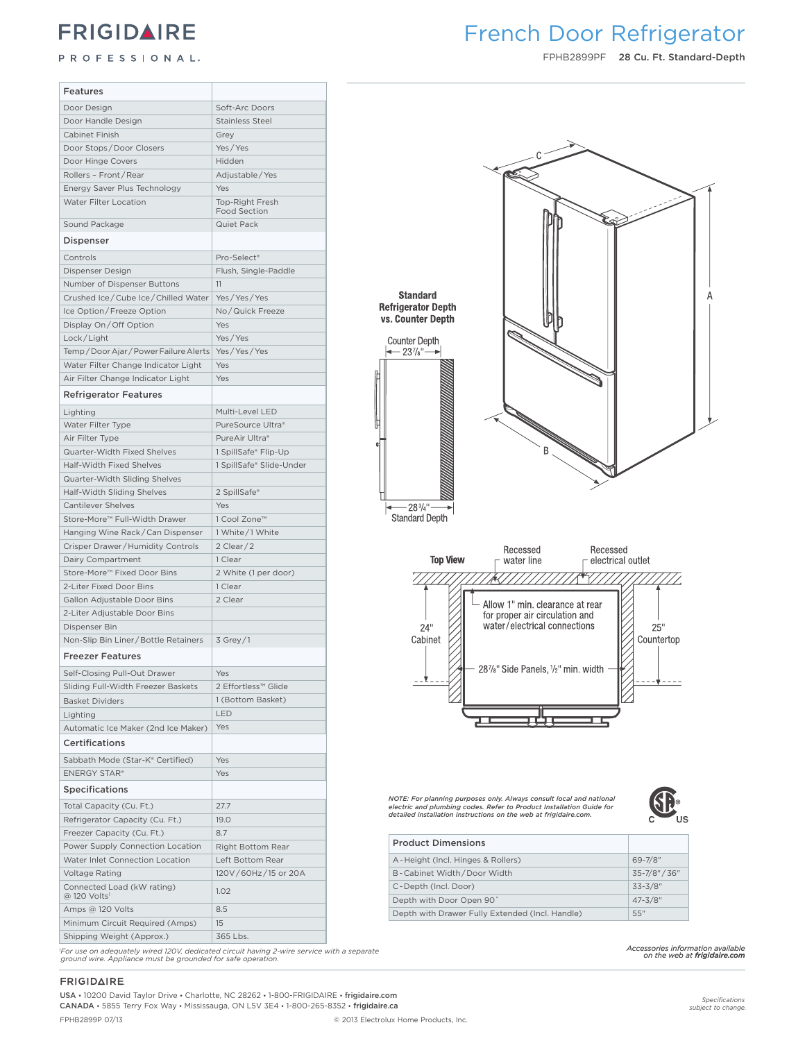# FRIGIDAIRE PROFESSIONAL.

# French Door Refrigerator

FPHB2899PF **28 Cu. Ft. Standard-Depth**

| Features | |
|---|---|
| Door Design | Soft-Arc Doors |
| Door Handle Design | Stainless Steel |
| Cabinet Finish | Grey |
| Door Stops / Door Closers | Yes / Yes |
| Door Hinge Covers | Hidden |
| Rollers – Front / Rear | Adjustable / Yes |
| Energy Saver Plus Technology | Yes |
| Water Filter Location | Top-Right Fresh Food Section |
| Sound Package | Quiet Pack |
| **Dispenser** | |
| Controls | Pro-Select® |
| Dispenser Design | Flush, Single-Paddle |
| Number of Dispenser Buttons | 11 |
| Crushed Ice / Cube Ice / Chilled Water | Yes / Yes / Yes |
| Ice Option / Freeze Option | No / Quick Freeze |
| Display On / Off Option | Yes |
| Lock / Light | Yes / Yes |
| Temp / Door Ajar / Power Failure Alerts | Yes / Yes / Yes |
| Water Filter Change Indicator Light | Yes |
| Air Filter Change Indicator Light | Yes |
| **Refrigerator Features** | |
| Lighting | Multi-Level LED |
| Water Filter Type | PureSource Ultra® |
| Air Filter Type | PureAir Ultra® |
| Quarter-Width Fixed Shelves | 1 SpillSafe® Flip-Up |
| Half-Width Fixed Shelves | 1 SpillSafe® Slide-Under |
| Quarter-Width Sliding Shelves | |
| Half-Width Sliding Shelves | 2 SpillSafe® |
| Cantilever Shelves | Yes |
| Store-More™ Full-Width Drawer | 1 Cool Zone™ |
| Hanging Wine Rack / Can Dispenser | 1 White / 1 White |
| Crisper Drawer / Humidity Controls | 2 Clear / 2 |
| Dairy Compartment | 1 Clear |
| Store-More™ Fixed Door Bins | 2 White (1 per door) |
| 2-Liter Fixed Door Bins | 1 Clear |
| Gallon Adjustable Door Bins | 2 Clear |
| 2-Liter Adjustable Door Bins | |
| Dispenser Bin | |
| Non-Slip Bin Liner / Bottle Retainers | 3 Grey / 1 |
| **Freezer Features** | |
| Self-Closing Pull-Out Drawer | Yes |
| Sliding Full-Width Freezer Baskets | 2 Effortless™ Glide |
| Basket Dividers | 1 (Bottom Basket) |
| Lighting | LED |
| Automatic Ice Maker (2nd Ice Maker) | Yes |
| **Certifications** | |
| Sabbath Mode (Star-K® Certified) | Yes |
| ENERGY STAR® | Yes |
| **Specifications** | |
| Total Capacity (Cu. Ft.) | 27.7 |
| Refrigerator Capacity (Cu. Ft.) | 19.0 |
| Freezer Capacity (Cu. Ft.) | 8.7 |
| Power Supply Connection Location | Right Bottom Rear |
| Water Inlet Connection Location | Left Bottom Rear |
| Voltage Rating | 120V / 60Hz / 15 or 20A |
| Connected Load (kW rating) @ 120 Volts[1] | 1.02 |
| Amps @ 120 Volts | 8.5 |
| Minimum Circuit Required (Amps) | 15 |
| Shipping Weight (Approx.) | 365 Lbs. |

[1]For use on adequately wired 120V, dedicated circuit having 2-wire service with a separate ground wire. Appliance must be grounded for safe operation.

**Standard Refrigerator Depth vs. Counter Depth**

Counter Depth 23 7/8"

28 3/4" Standard Depth

**Top View**

Recessed water line

Recessed electrical outlet

Allow 1" min. clearance at rear for proper air circulation and water/electrical connections

24" Cabinet

25" Countertop

28 7/8" Side Panels, 1/2" min. width

*NOTE: For planning purposes only. Always consult local and national electric and plumbing codes. Refer to Product Installation Guide for detailed installation instructions on the web at frigidaire.com.*

| Product Dimensions | |
|---|---|
| A - Height (Incl. Hinges & Rollers) | 69-7/8" |
| B - Cabinet Width / Door Width | 35-7/8" / 36" |
| C - Depth (Incl. Door) | 33-3/8" |
| Depth with Door Open 90° | 47-3/8" |
| Depth with Drawer Fully Extended (Incl. Handle) | 55" |

*Accessories information available on the web at **frigidaire.com***

FRIGIDAIRE.

USA • 10200 David Taylor Drive • Charlotte, NC 28262 • 1-800-FRIGIDAIRE • **frigidaire.com**
CANADA • 5855 Terry Fox Way • Mississauga, ON L5V 3E4 • 1-800-265-8352 • **frigidaire.ca**

FPHB2899P 07/13 © 2013 Electrolux Home Products, Inc.

*Specifications subject to change.*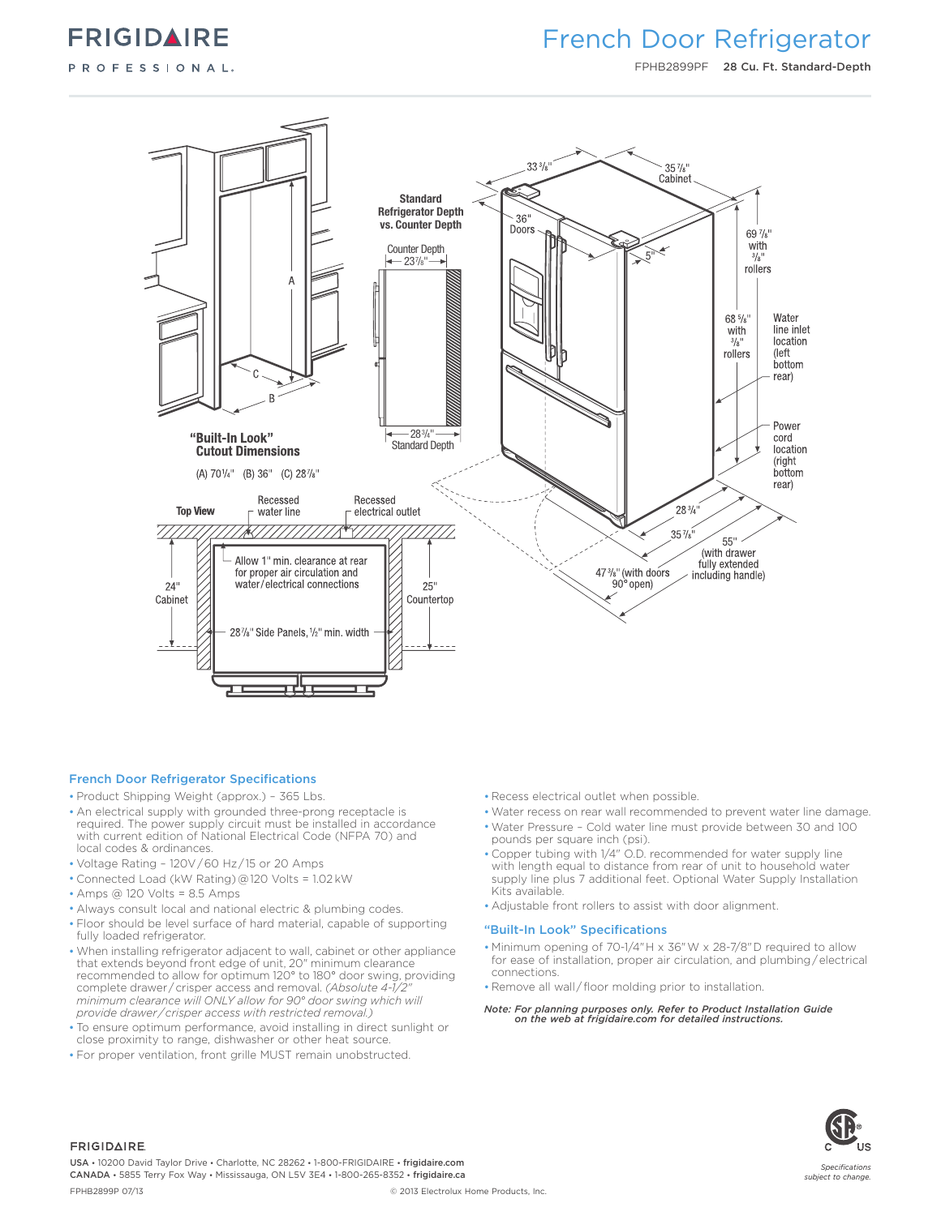# FRIGIDAIRE PROFESSIONAL.

## French Door Refrigerator

FPHB2899PF **28 Cu. Ft. Standard-Depth**

**Standard Refrigerator Depth vs. Counter Depth**

Counter Depth 23⅞"

28¾" Standard Depth

**"Built-In Look" Cutout Dimensions**

(A) 70¼" (B) 36" (C) 28⅞"

**Top View**

Recessed water line

Recessed electrical outlet

Allow 1" min. clearance at rear for proper air circulation and water/electrical connections

24" Cabinet

25" Countertop

28⅞" Side Panels, ½" min. width

33⅜"

35⅞" Cabinet

36" Doors

5"

69⅞" with ⅜" rollers

68⅝" with ⅜" rollers

Water line inlet location (left bottom rear)

Power cord location (right bottom rear)

28¾"

35⅞"

55" (with drawer fully extended including handle)

47⅜" (with doors 90° open)

### French Door Refrigerator Specifications

- Product Shipping Weight (approx.) – 365 Lbs.
- An electrical supply with grounded three-prong receptacle is required. The power supply circuit must be installed in accordance with current edition of National Electrical Code (NFPA 70) and local codes & ordinances.
- Voltage Rating – 120V/60 Hz/15 or 20 Amps
- Connected Load (kW Rating)@120 Volts = 1.02 kW
- Amps @ 120 Volts = 8.5 Amps
- Always consult local and national electric & plumbing codes.
- Floor should be level surface of hard material, capable of supporting fully loaded refrigerator.
- When installing refrigerator adjacent to wall, cabinet or other appliance that extends beyond front edge of unit, 20" minimum clearance recommended to allow for optimum 120° to 180° door swing, providing complete drawer/crisper access and removal. *(Absolute 4-1/2" minimum clearance will ONLY allow for 90° door swing which will provide drawer/crisper access with restricted removal.)*
- To ensure optimum performance, avoid installing in direct sunlight or close proximity to range, dishwasher or other heat source.
- For proper ventilation, front grille MUST remain unobstructed.
- Recess electrical outlet when possible.
- Water recess on rear wall recommended to prevent water line damage.
- Water Pressure – Cold water line must provide between 30 and 100 pounds per square inch (psi).
- Copper tubing with 1/4" O.D. recommended for water supply line with length equal to distance from rear of unit to household water supply line plus 7 additional feet. Optional Water Supply Installation Kits available.
- Adjustable front rollers to assist with door alignment.

### "Built-In Look" Specifications

- Minimum opening of 70-1/4"H x 36"W x 28-7/8"D required to allow for ease of installation, proper air circulation, and plumbing/electrical connections.
- Remove all wall/floor molding prior to installation.

***Note:** For planning purposes only. Refer to Product Installation Guide on the web at frigidaire.com for detailed instructions.*

FRIGIDAIRE.

USA • 10200 David Taylor Drive • Charlotte, NC 28262 • 1-800-FRIGIDAIRE • **frigidaire.com**
CANADA • 5855 Terry Fox Way • Mississauga, ON L5V 3E4 • 1-800-265-8352 • **frigidaire.ca**

FPHB2899P 07/13

© 2013 Electrolux Home Products, Inc.

*Specifications subject to change.*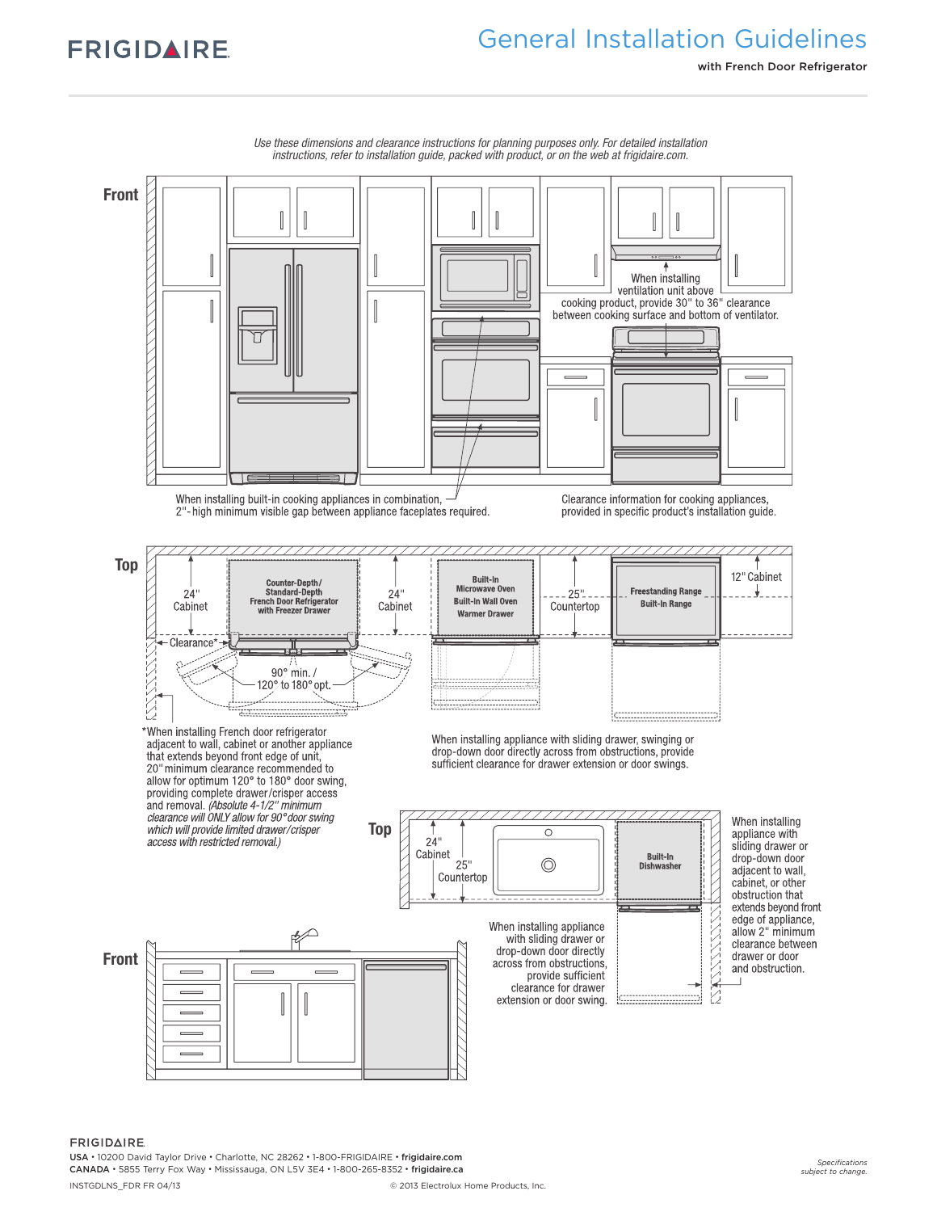# General Installation Guidelines

with French Door Refrigerator

*Use these dimensions and clearance instructions for planning purposes only. For detailed installation instructions, refer to installation guide, packed with product, or on the web at frigidaire.com.*

**Front**

When installing ventilation unit above cooking product, provide 30" to 36" clearance between cooking surface and bottom of ventilator.

When installing built-in cooking appliances in combination, 2"-high minimum visible gap between appliance faceplates required.

Clearance information for cooking appliances, provided in specific product's installation guide.

**Top**

24" Cabinet

Counter-Depth/ Standard-Depth French Door Refrigerator with Freezer Drawer

24" Cabinet

Built-In Microwave Oven
Built-In Wall Oven
Warmer Drawer

25" Countertop

Freestanding Range
Built-In Range

12" Cabinet

Clearance*

90° min. / 120° to 180° opt.

*When installing French door refrigerator adjacent to wall, cabinet or another appliance that extends beyond front edge of unit, 20" minimum clearance recommended to allow for optimum 120° to 180° door swing, providing complete drawer/crisper access and removal. *(Absolute 4-1/2" minimum clearance will ONLY allow for 90° door swing which will provide limited drawer/crisper access with restricted removal.)*

When installing appliance with sliding drawer, swinging or drop-down door directly across from obstructions, provide sufficient clearance for drawer extension or door swings.

**Top**

24" Cabinet

25" Countertop

Built-In Dishwasher

When installing appliance with sliding drawer or drop-down door adjacent to wall, cabinet, or other obstruction that extends beyond front edge of appliance, allow 2" minimum clearance between drawer or door and obstruction.

When installing appliance with sliding drawer or drop-down door directly across from obstructions, provide sufficient clearance for drawer extension or door swing.

**Front**

FRIGIDAIRE.
USA • 10200 David Taylor Drive • Charlotte, NC 28262 • 1-800-FRIGIDAIRE • **frigidaire.com**
CANADA • 5855 Terry Fox Way • Mississauga, ON L5V 3E4 • 1-800-265-8352 • **frigidaire.ca**

INSTGDLNS_FDR FR 04/13 © 2013 Electrolux Home Products, Inc.

*Specifications subject to change.*